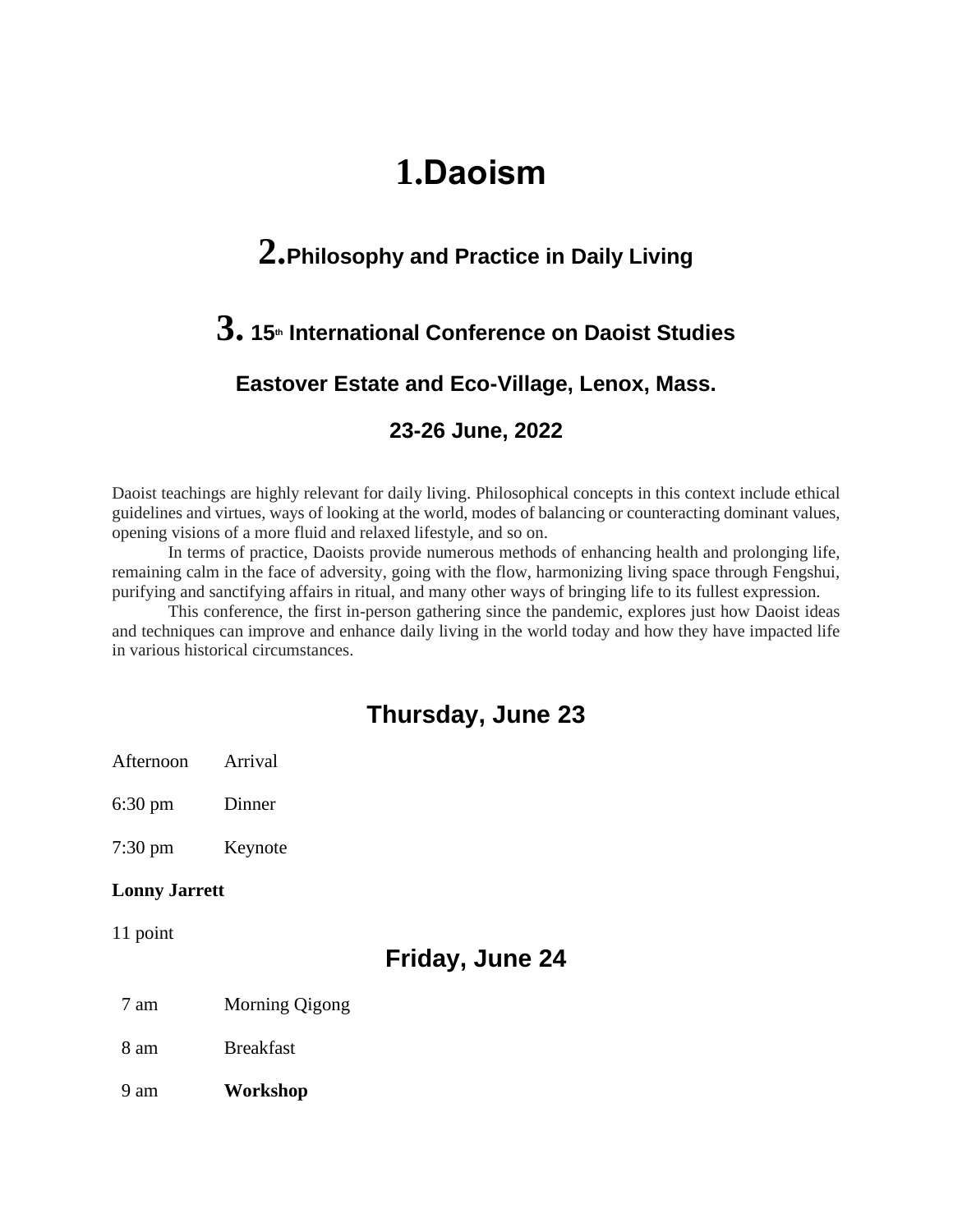# 1.Daoism

## 2.Philosophy and Practice in Daily Living

## 3. 15th International Conference on Daoist Studies

### Eastover Estate and Eco-Village, Lenox, Mass.

### 23-26 June, 2022

Daoist teachings are highly relevant for daily living. Philosophical concepts in this context include ethical guidelines and virtues, ways of looking at the world, modes of balancing or counteracting dominant values, opening visions of a more fluid and relaxed lifestyle, and so on.

In terms of practice, Daoists provide numerous methods of enhancing health and prolonging life, remaining calm in the face of adversity, going with the flow, harmonizing living space through Fengshui, purifying and sanctifying affairs in ritual, and many other ways of bringing life to its fullest expression.

This conference, the first in-person gathering since the pandemic, explores just how Daoist ideas and techniques can improve and enhance daily living in the world today and how they have impacted life in various historical circumstances.

## Thursday, June 23

Afternoon Arrival

6:30 pm Dinner

7:30 pm Keynote

**Lonny Jarrett**

11 point

## Friday, June 24

7 am Morning Qigong

8 am Breakfast

9 am **Workshop**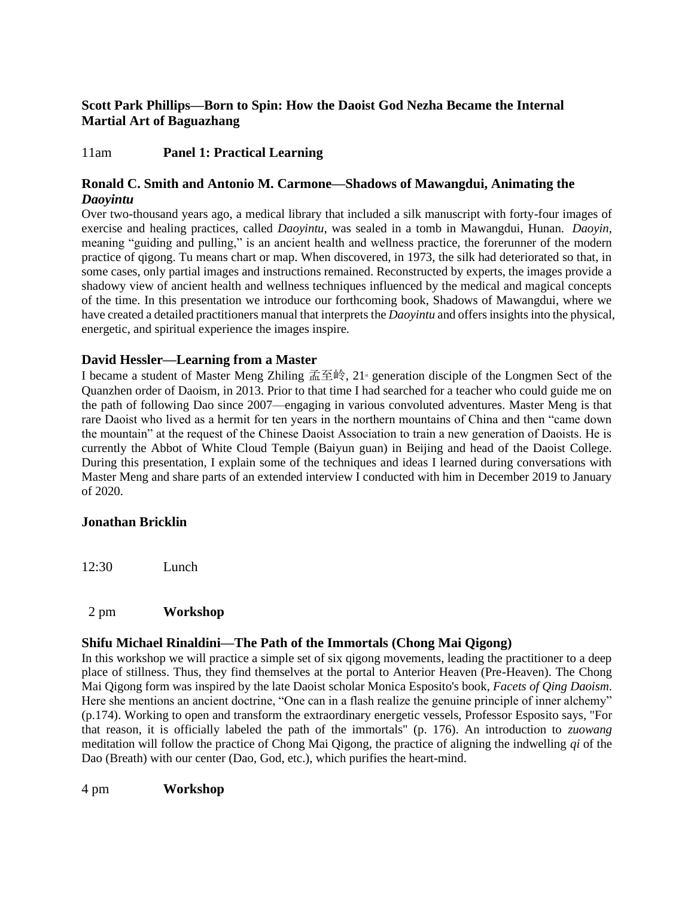**Scott Park Phillips—Born to Spin: How the Daoist God Nezha Became the Internal Martial Art of Baguazhang**

11am **Panel 1: Practical Learning**

### Ronald C. Smith and Antonio M. Carmone—Shadows of Mawangdui, Animating the *Daoyintu*

Over two-thousand years ago, a medical library that included a silk manuscript with forty-four images of exercise and healing practices, called *Daoyintu*, was sealed in a tomb in Mawangdui, Hunan. *Daoyin*, meaning "guiding and pulling," is an ancient health and wellness practice, the forerunner of the modern practice of qigong. Tu means chart or map. When discovered, in 1973, the silk had deteriorated so that, in some cases, only partial images and instructions remained. Reconstructed by experts, the images provide a shadowy view of ancient health and wellness techniques influenced by the medical and magical concepts of the time. In this presentation we introduce our forthcoming book, Shadows of Mawangdui, where we have created a detailed practitioners manual that interprets the *Daoyintu* and offers insights into the physical, energetic, and spiritual experience the images inspire.

### David Hessler—Learning from a Master

I became a student of Master Meng Zhiling 孟至岭, 21st generation disciple of the Longmen Sect of the Quanzhen order of Daoism, in 2013. Prior to that time I had searched for a teacher who could guide me on the path of following Dao since 2007—engaging in various convoluted adventures. Master Meng is that rare Daoist who lived as a hermit for ten years in the northern mountains of China and then "came down the mountain" at the request of the Chinese Daoist Association to train a new generation of Daoists. He is currently the Abbot of White Cloud Temple (Baiyun guan) in Beijing and head of the Daoist College. During this presentation, I explain some of the techniques and ideas I learned during conversations with Master Meng and share parts of an extended interview I conducted with him in December 2019 to January of 2020.

### Jonathan Bricklin

12:30 Lunch

2 pm **Workshop**

### Shifu Michael Rinaldini—The Path of the Immortals (Chong Mai Qigong)

In this workshop we will practice a simple set of six qigong movements, leading the practitioner to a deep place of stillness. Thus, they find themselves at the portal to Anterior Heaven (Pre-Heaven). The Chong Mai Qigong form was inspired by the late Daoist scholar Monica Esposito's book, *Facets of Qing Daoism*. Here she mentions an ancient doctrine, "One can in a flash realize the genuine principle of inner alchemy" (p.174). Working to open and transform the extraordinary energetic vessels, Professor Esposito says, "For that reason, it is officially labeled the path of the immortals" (p. 176). An introduction to *zuowang* meditation will follow the practice of Chong Mai Qigong, the practice of aligning the indwelling *qi* of the Dao (Breath) with our center (Dao, God, etc.), which purifies the heart-mind.

4 pm **Workshop**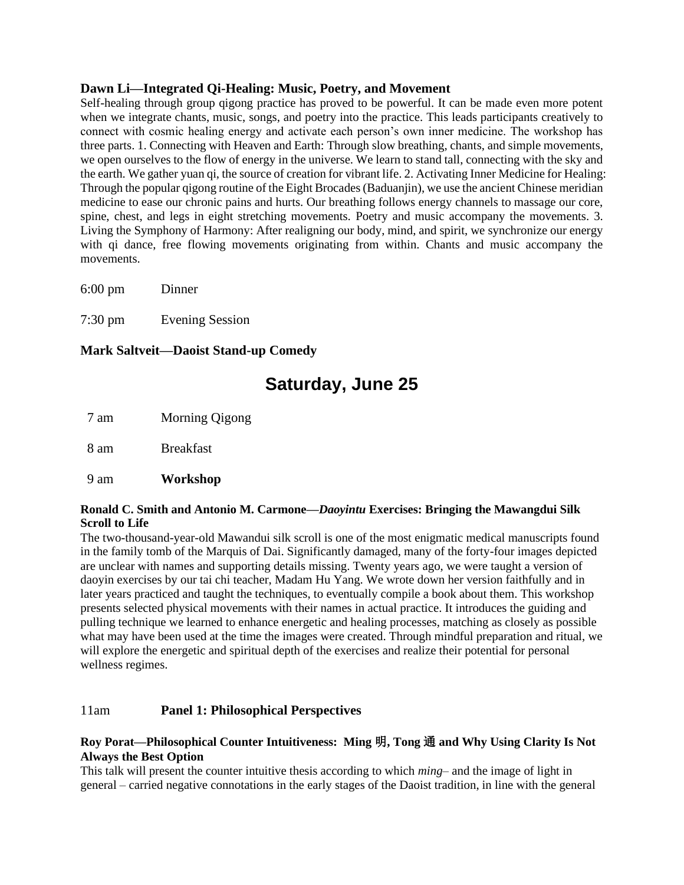**Dawn Li—Integrated Qi-Healing: Music, Poetry, and Movement**

Self-healing through group qigong practice has proved to be powerful. It can be made even more potent when we integrate chants, music, songs, and poetry into the practice. This leads participants creatively to connect with cosmic healing energy and activate each person's own inner medicine. The workshop has three parts. 1. Connecting with Heaven and Earth: Through slow breathing, chants, and simple movements, we open ourselves to the flow of energy in the universe. We learn to stand tall, connecting with the sky and the earth. We gather yuan qi, the source of creation for vibrant life. 2. Activating Inner Medicine for Healing: Through the popular qigong routine of the Eight Brocades (Baduanjin), we use the ancient Chinese meridian medicine to ease our chronic pains and hurts. Our breathing follows energy channels to massage our core, spine, chest, and legs in eight stretching movements. Poetry and music accompany the movements. 3. Living the Symphony of Harmony: After realigning our body, mind, and spirit, we synchronize our energy with qi dance, free flowing movements originating from within. Chants and music accompany the movements.

6:00 pm Dinner

7:30 pm Evening Session

**Mark Saltveit—Daoist Stand-up Comedy**

# Saturday, June 25

7 am Morning Qigong

8 am Breakfast

9 am **Workshop**

**Ronald C. Smith and Antonio M. Carmone—*Daoyintu* Exercises: Bringing the Mawangdui Silk Scroll to Life**

The two-thousand-year-old Mawandui silk scroll is one of the most enigmatic medical manuscripts found in the family tomb of the Marquis of Dai. Significantly damaged, many of the forty-four images depicted are unclear with names and supporting details missing. Twenty years ago, we were taught a version of daoyin exercises by our tai chi teacher, Madam Hu Yang. We wrote down her version faithfully and in later years practiced and taught the techniques, to eventually compile a book about them. This workshop presents selected physical movements with their names in actual practice. It introduces the guiding and pulling technique we learned to enhance energetic and healing processes, matching as closely as possible what may have been used at the time the images were created. Through mindful preparation and ritual, we will explore the energetic and spiritual depth of the exercises and realize their potential for personal wellness regimes.

11am **Panel 1: Philosophical Perspectives**

**Roy Porat—Philosophical Counter Intuitiveness: Ming 明, Tong 通 and Why Using Clarity Is Not Always the Best Option**

This talk will present the counter intuitive thesis according to which *ming*– and the image of light in general – carried negative connotations in the early stages of the Daoist tradition, in line with the general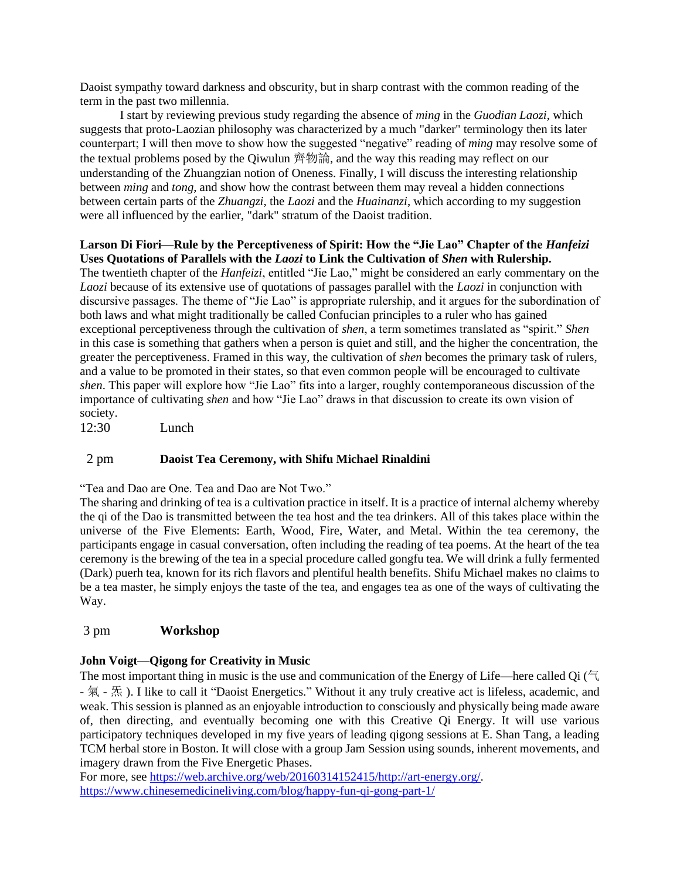Daoist sympathy toward darkness and obscurity, but in sharp contrast with the common reading of the term in the past two millennia.

I start by reviewing previous study regarding the absence of *ming* in the *Guodian Laozi*, which suggests that proto-Laozian philosophy was characterized by a much "darker" terminology then its later counterpart; I will then move to show how the suggested "negative" reading of *ming* may resolve some of the textual problems posed by the Qiwulun 齊物論, and the way this reading may reflect on our understanding of the Zhuangzian notion of Oneness. Finally, I will discuss the interesting relationship between *ming* and *tong*, and show how the contrast between them may reveal a hidden connections between certain parts of the *Zhuangzi*, the *Laozi* and the *Huainanzi*, which according to my suggestion were all influenced by the earlier, "dark" stratum of the Daoist tradition.

**Larson Di Fiori—Rule by the Perceptiveness of Spirit: How the "Jie Lao" Chapter of the *Hanfeizi* Uses Quotations of Parallels with the *Laozi* to Link the Cultivation of *Shen* with Rulership.**

The twentieth chapter of the *Hanfeizi*, entitled "Jie Lao," might be considered an early commentary on the *Laozi* because of its extensive use of quotations of passages parallel with the *Laozi* in conjunction with discursive passages. The theme of "Jie Lao" is appropriate rulership, and it argues for the subordination of both laws and what might traditionally be called Confucian principles to a ruler who has gained exceptional perceptiveness through the cultivation of *shen*, a term sometimes translated as "spirit." *Shen* in this case is something that gathers when a person is quiet and still, and the higher the concentration, the greater the perceptiveness. Framed in this way, the cultivation of *shen* becomes the primary task of rulers, and a value to be promoted in their states, so that even common people will be encouraged to cultivate *shen*. This paper will explore how "Jie Lao" fits into a larger, roughly contemporaneous discussion of the importance of cultivating *shen* and how "Jie Lao" draws in that discussion to create its own vision of society.

12:30 Lunch

2 pm **Daoist Tea Ceremony, with Shifu Michael Rinaldini**

"Tea and Dao are One. Tea and Dao are Not Two."

The sharing and drinking of tea is a cultivation practice in itself. It is a practice of internal alchemy whereby the qi of the Dao is transmitted between the tea host and the tea drinkers. All of this takes place within the universe of the Five Elements: Earth, Wood, Fire, Water, and Metal. Within the tea ceremony, the participants engage in casual conversation, often including the reading of tea poems. At the heart of the tea ceremony is the brewing of the tea in a special procedure called gongfu tea. We will drink a fully fermented (Dark) puerh tea, known for its rich flavors and plentiful health benefits. Shifu Michael makes no claims to be a tea master, he simply enjoys the taste of the tea, and engages tea as one of the ways of cultivating the Way.

3 pm **Workshop**

**John Voigt—Qigong for Creativity in Music**

The most important thing in music is the use and communication of the Energy of Life—here called Qi (气 - 氣 - 炁 ). I like to call it "Daoist Energetics." Without it any truly creative act is lifeless, academic, and weak. This session is planned as an enjoyable introduction to consciously and physically being made aware of, then directing, and eventually becoming one with this Creative Qi Energy. It will use various participatory techniques developed in my five years of leading qigong sessions at E. Shan Tang, a leading TCM herbal store in Boston. It will close with a group Jam Session using sounds, inherent movements, and imagery drawn from the Five Energetic Phases.

For more, see https://web.archive.org/web/20160314152415/http://art-energy.org/.
https://www.chinesemedicineliving.com/blog/happy-fun-qi-gong-part-1/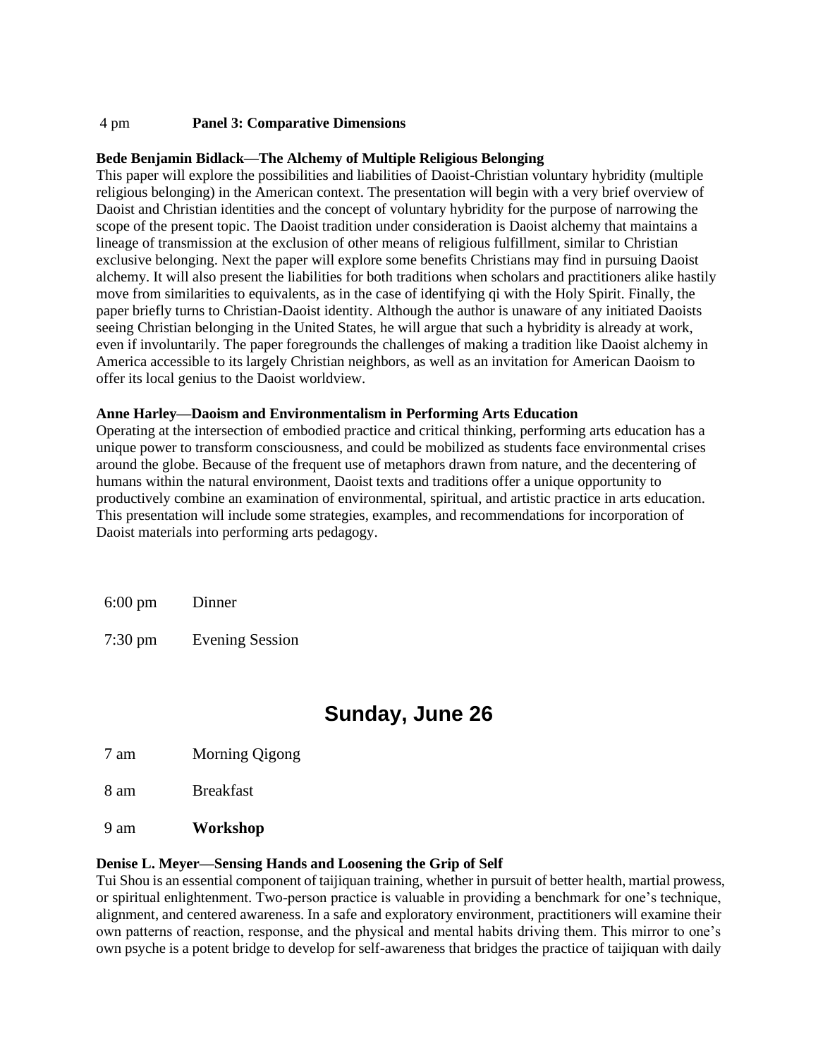4 pm **Panel 3: Comparative Dimensions**

**Bede Benjamin Bidlack—The Alchemy of Multiple Religious Belonging**

This paper will explore the possibilities and liabilities of Daoist-Christian voluntary hybridity (multiple religious belonging) in the American context. The presentation will begin with a very brief overview of Daoist and Christian identities and the concept of voluntary hybridity for the purpose of narrowing the scope of the present topic. The Daoist tradition under consideration is Daoist alchemy that maintains a lineage of transmission at the exclusion of other means of religious fulfillment, similar to Christian exclusive belonging. Next the paper will explore some benefits Christians may find in pursuing Daoist alchemy. It will also present the liabilities for both traditions when scholars and practitioners alike hastily move from similarities to equivalents, as in the case of identifying qi with the Holy Spirit. Finally, the paper briefly turns to Christian-Daoist identity. Although the author is unaware of any initiated Daoists seeing Christian belonging in the United States, he will argue that such a hybridity is already at work, even if involuntarily. The paper foregrounds the challenges of making a tradition like Daoist alchemy in America accessible to its largely Christian neighbors, as well as an invitation for American Daoism to offer its local genius to the Daoist worldview.

**Anne Harley—Daoism and Environmentalism in Performing Arts Education**

Operating at the intersection of embodied practice and critical thinking, performing arts education has a unique power to transform consciousness, and could be mobilized as students face environmental crises around the globe. Because of the frequent use of metaphors drawn from nature, and the decentering of humans within the natural environment, Daoist texts and traditions offer a unique opportunity to productively combine an examination of environmental, spiritual, and artistic practice in arts education. This presentation will include some strategies, examples, and recommendations for incorporation of Daoist materials into performing arts pedagogy.

6:00 pm Dinner

7:30 pm Evening Session

## Sunday, June 26

7 am Morning Qigong

8 am Breakfast

9 am **Workshop**

**Denise L. Meyer—Sensing Hands and Loosening the Grip of Self**

Tui Shou is an essential component of taijiquan training, whether in pursuit of better health, martial prowess, or spiritual enlightenment. Two-person practice is valuable in providing a benchmark for one's technique, alignment, and centered awareness. In a safe and exploratory environment, practitioners will examine their own patterns of reaction, response, and the physical and mental habits driving them. This mirror to one's own psyche is a potent bridge to develop for self-awareness that bridges the practice of taijiquan with daily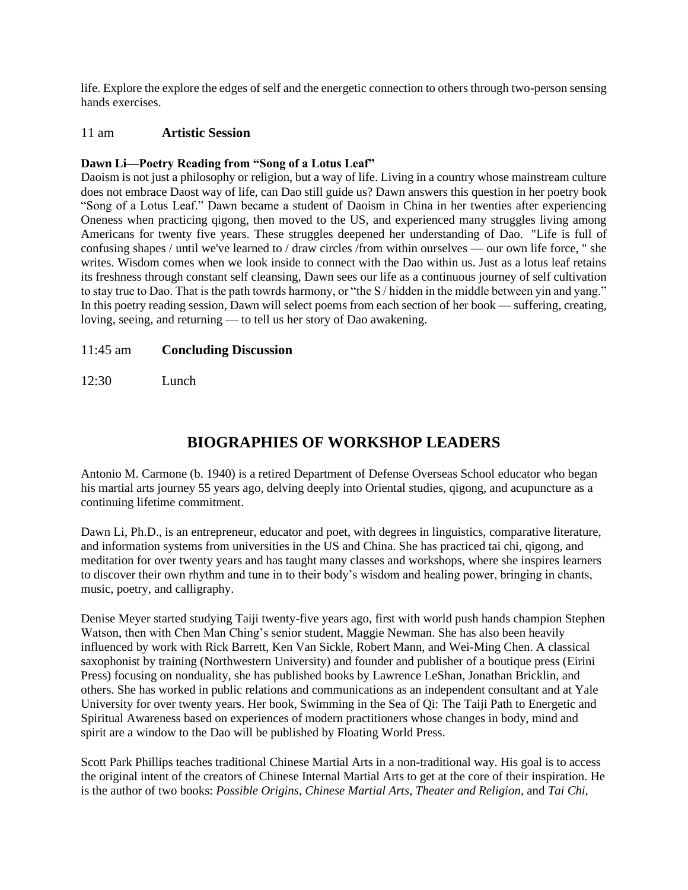life. Explore the explore the edges of self and the energetic connection to others through two-person sensing hands exercises.

11 am **Artistic Session**

**Dawn Li—Poetry Reading from "Song of a Lotus Leaf"**

Daoism is not just a philosophy or religion, but a way of life. Living in a country whose mainstream culture does not embrace Daost way of life, can Dao still guide us? Dawn answers this question in her poetry book "Song of a Lotus Leaf." Dawn became a student of Daoism in China in her twenties after experiencing Oneness when practicing qigong, then moved to the US, and experienced many struggles living among Americans for twenty five years. These struggles deepened her understanding of Dao. "Life is full of confusing shapes / until we've learned to / draw circles /from within ourselves — our own life force, " she writes. Wisdom comes when we look inside to connect with the Dao within us. Just as a lotus leaf retains its freshness through constant self cleansing, Dawn sees our life as a continuous journey of self cultivation to stay true to Dao. That is the path towrds harmony, or "the S / hidden in the middle between yin and yang." In this poetry reading session, Dawn will select poems from each section of her book — suffering, creating, loving, seeing, and returning — to tell us her story of Dao awakening.

11:45 am **Concluding Discussion**

12:30 Lunch

## BIOGRAPHIES OF WORKSHOP LEADERS

Antonio M. Carmone (b. 1940) is a retired Department of Defense Overseas School educator who began his martial arts journey 55 years ago, delving deeply into Oriental studies, qigong, and acupuncture as a continuing lifetime commitment.

Dawn Li, Ph.D., is an entrepreneur, educator and poet, with degrees in linguistics, comparative literature, and information systems from universities in the US and China. She has practiced tai chi, qigong, and meditation for over twenty years and has taught many classes and workshops, where she inspires learners to discover their own rhythm and tune in to their body's wisdom and healing power, bringing in chants, music, poetry, and calligraphy.

Denise Meyer started studying Taiji twenty-five years ago, first with world push hands champion Stephen Watson, then with Chen Man Ching's senior student, Maggie Newman. She has also been heavily influenced by work with Rick Barrett, Ken Van Sickle, Robert Mann, and Wei-Ming Chen. A classical saxophonist by training (Northwestern University) and founder and publisher of a boutique press (Eirini Press) focusing on nonduality, she has published books by Lawrence LeShan, Jonathan Bricklin, and others. She has worked in public relations and communications as an independent consultant and at Yale University for over twenty years. Her book, Swimming in the Sea of Qi: The Taiji Path to Energetic and Spiritual Awareness based on experiences of modern practitioners whose changes in body, mind and spirit are a window to the Dao will be published by Floating World Press.

Scott Park Phillips teaches traditional Chinese Martial Arts in a non-traditional way. His goal is to access the original intent of the creators of Chinese Internal Martial Arts to get at the core of their inspiration. He is the author of two books: *Possible Origins, Chinese Martial Arts, Theater and Religion*, and *Tai Chi,*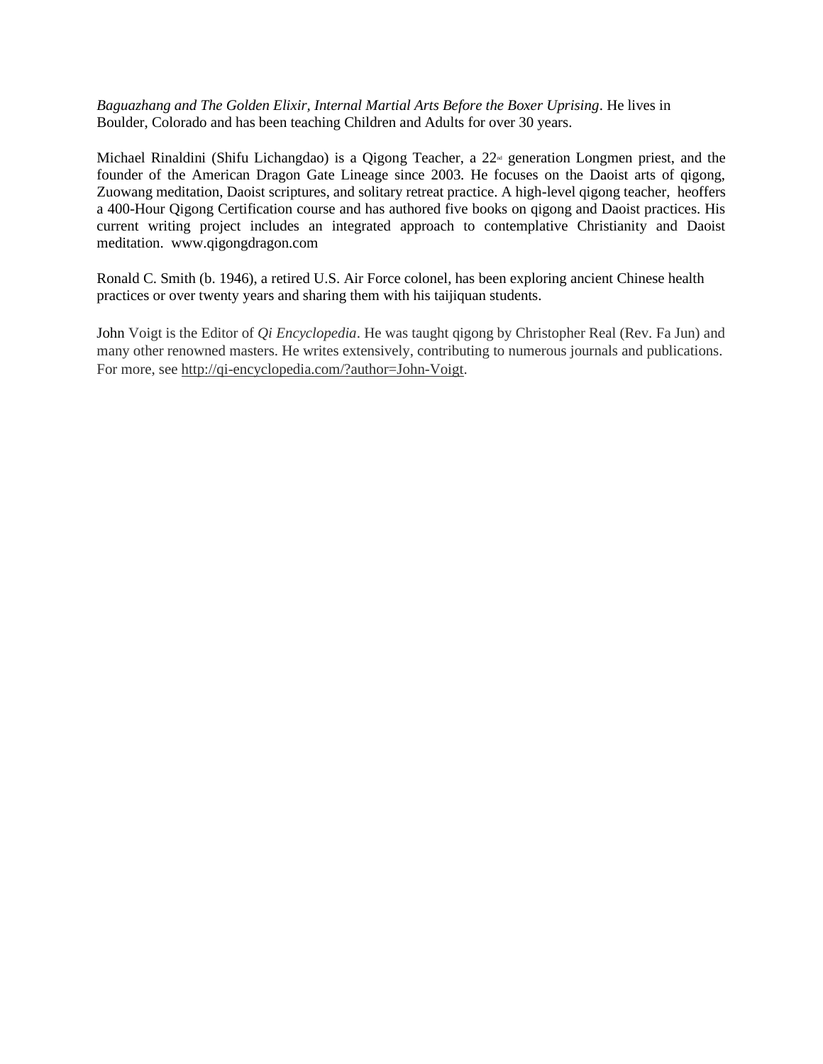*Baguazhang and The Golden Elixir, Internal Martial Arts Before the Boxer Uprising*. He lives in Boulder, Colorado and has been teaching Children and Adults for over 30 years.

Michael Rinaldini (Shifu Lichangdao) is a Qigong Teacher, a 22nd generation Longmen priest, and the founder of the American Dragon Gate Lineage since 2003. He focuses on the Daoist arts of qigong, Zuowang meditation, Daoist scriptures, and solitary retreat practice. A high-level qigong teacher, heoffers a 400-Hour Qigong Certification course and has authored five books on qigong and Daoist practices. His current writing project includes an integrated approach to contemplative Christianity and Daoist meditation. www.qigongdragon.com

Ronald C. Smith (b. 1946), a retired U.S. Air Force colonel, has been exploring ancient Chinese health practices or over twenty years and sharing them with his taijiquan students.

John Voigt is the Editor of *Qi Encyclopedia*. He was taught qigong by Christopher Real (Rev. Fa Jun) and many other renowned masters. He writes extensively, contributing to numerous journals and publications. For more, see http://qi-encyclopedia.com/?author=John-Voigt.